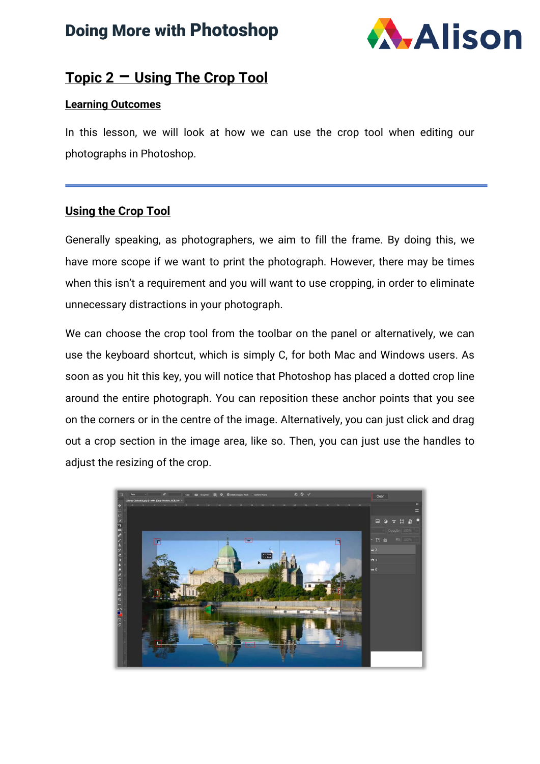## Topic 2 – Using The Crop Tool

**Learning Outcomes**

In this lesson, we will look at how we can use the crop tool when editing our photographs in Photoshop.

---

### Using the Crop Tool

Generally speaking, as photographers, we aim to fill the frame. By doing this, we have more scope if we want to print the photograph. However, there may be times when this isn't a requirement and you will want to use cropping, in order to eliminate unnecessary distractions in your photograph.

We can choose the crop tool from the toolbar on the panel or alternatively, we can use the keyboard shortcut, which is simply C, for both Mac and Windows users. As soon as you hit this key, you will notice that Photoshop has placed a dotted crop line around the entire photograph. You can reposition these anchor points that you see on the corners or in the centre of the image. Alternatively, you can just click and drag out a crop section in the image area, like so. Then, you can just use the handles to adjust the resizing of the crop.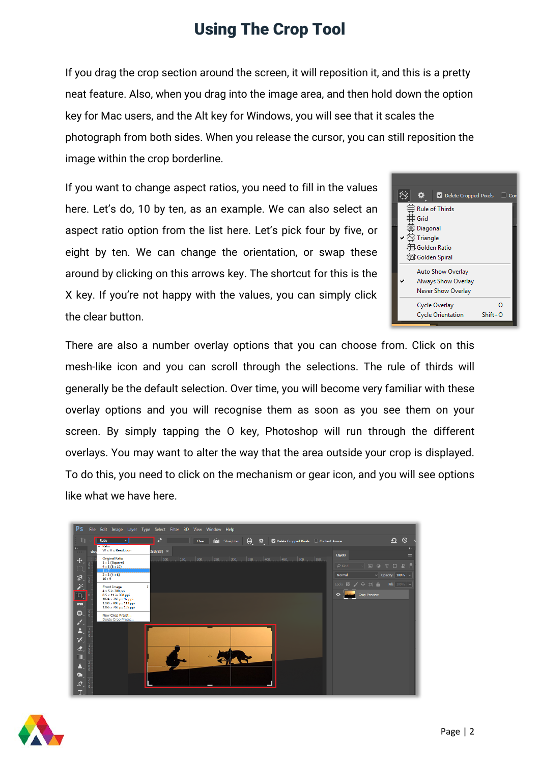# Using The Crop Tool

If you drag the crop section around the screen, it will reposition it, and this is a pretty neat feature. Also, when you drag into the image area, and then hold down the option key for Mac users, and the Alt key for Windows, you will see that it scales the photograph from both sides. When you release the cursor, you can still reposition the image within the crop borderline.

If you want to change aspect ratios, you need to fill in the values here. Let's do, 10 by ten, as an example. We can also select an aspect ratio option from the list here. Let's pick four by five, or eight by ten. We can change the orientation, or swap these around by clicking on this arrows key. The shortcut for this is the X key. If you're not happy with the values, you can simply click the clear button.

There are also a number overlay options that you can choose from. Click on this mesh-like icon and you can scroll through the selections. The rule of thirds will generally be the default selection. Over time, you will become very familiar with these overlay options and you will recognise them as soon as you see them on your screen. By simply tapping the O key, Photoshop will run through the different overlays. You may want to alter the way that the area outside your crop is displayed. To do this, you need to click on the mechanism or gear icon, and you will see options like what we have here.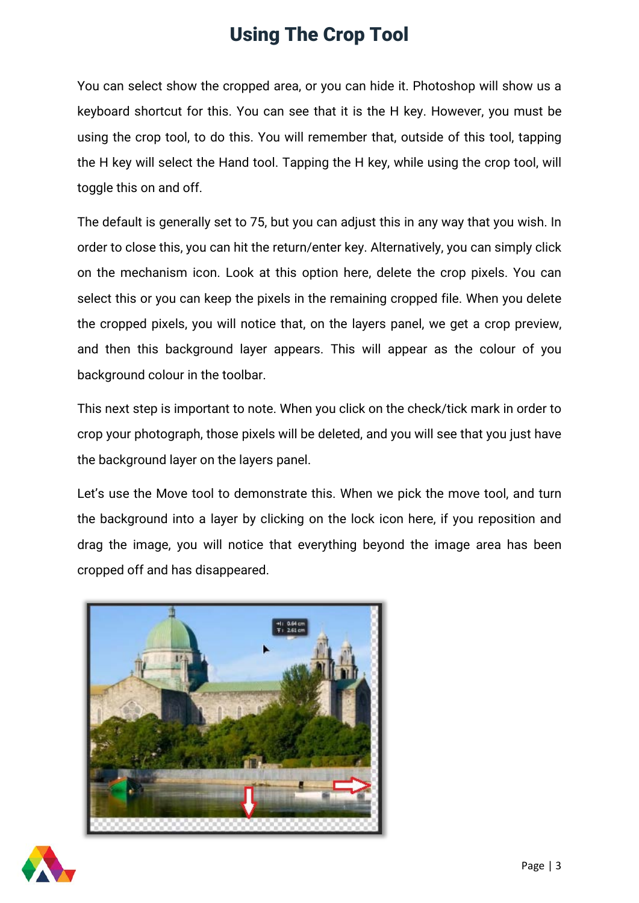# Using The Crop Tool

You can select show the cropped area, or you can hide it. Photoshop will show us a keyboard shortcut for this. You can see that it is the H key. However, you must be using the crop tool, to do this. You will remember that, outside of this tool, tapping the H key will select the Hand tool. Tapping the H key, while using the crop tool, will toggle this on and off.

The default is generally set to 75, but you can adjust this in any way that you wish. In order to close this, you can hit the return/enter key. Alternatively, you can simply click on the mechanism icon. Look at this option here, delete the crop pixels. You can select this or you can keep the pixels in the remaining cropped file. When you delete the cropped pixels, you will notice that, on the layers panel, we get a crop preview, and then this background layer appears. This will appear as the colour of you background colour in the toolbar.

This next step is important to note. When you click on the check/tick mark in order to crop your photograph, those pixels will be deleted, and you will see that you just have the background layer on the layers panel.

Let's use the Move tool to demonstrate this. When we pick the move tool, and turn the background into a layer by clicking on the lock icon here, if you reposition and drag the image, you will notice that everything beyond the image area has been cropped off and has disappeared.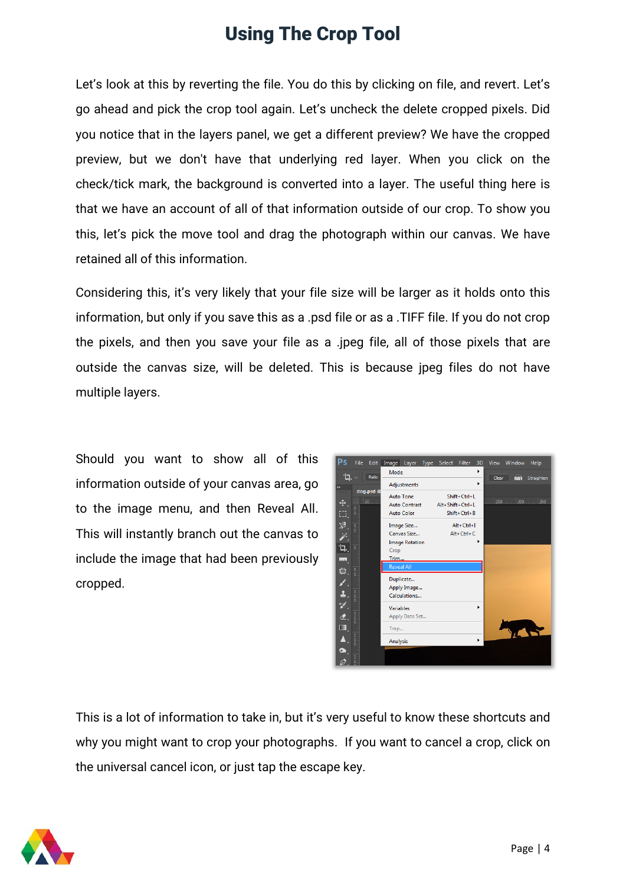# Using The Crop Tool

Let's look at this by reverting the file. You do this by clicking on file, and revert. Let's go ahead and pick the crop tool again. Let's uncheck the delete cropped pixels. Did you notice that in the layers panel, we get a different preview? We have the cropped preview, but we don't have that underlying red layer. When you click on the check/tick mark, the background is converted into a layer. The useful thing here is that we have an account of all of that information outside of our crop. To show you this, let's pick the move tool and drag the photograph within our canvas. We have retained all of this information.

Considering this, it's very likely that your file size will be larger as it holds onto this information, but only if you save this as a .psd file or as a .TIFF file. If you do not crop the pixels, and then you save your file as a .jpeg file, all of those pixels that are outside the canvas size, will be deleted. This is because jpeg files do not have multiple layers.

Should you want to show all of this information outside of your canvas area, go to the image menu, and then Reveal All. This will instantly branch out the canvas to include the image that had been previously cropped.

This is a lot of information to take in, but it's very useful to know these shortcuts and why you might want to crop your photographs. If you want to cancel a crop, click on the universal cancel icon, or just tap the escape key.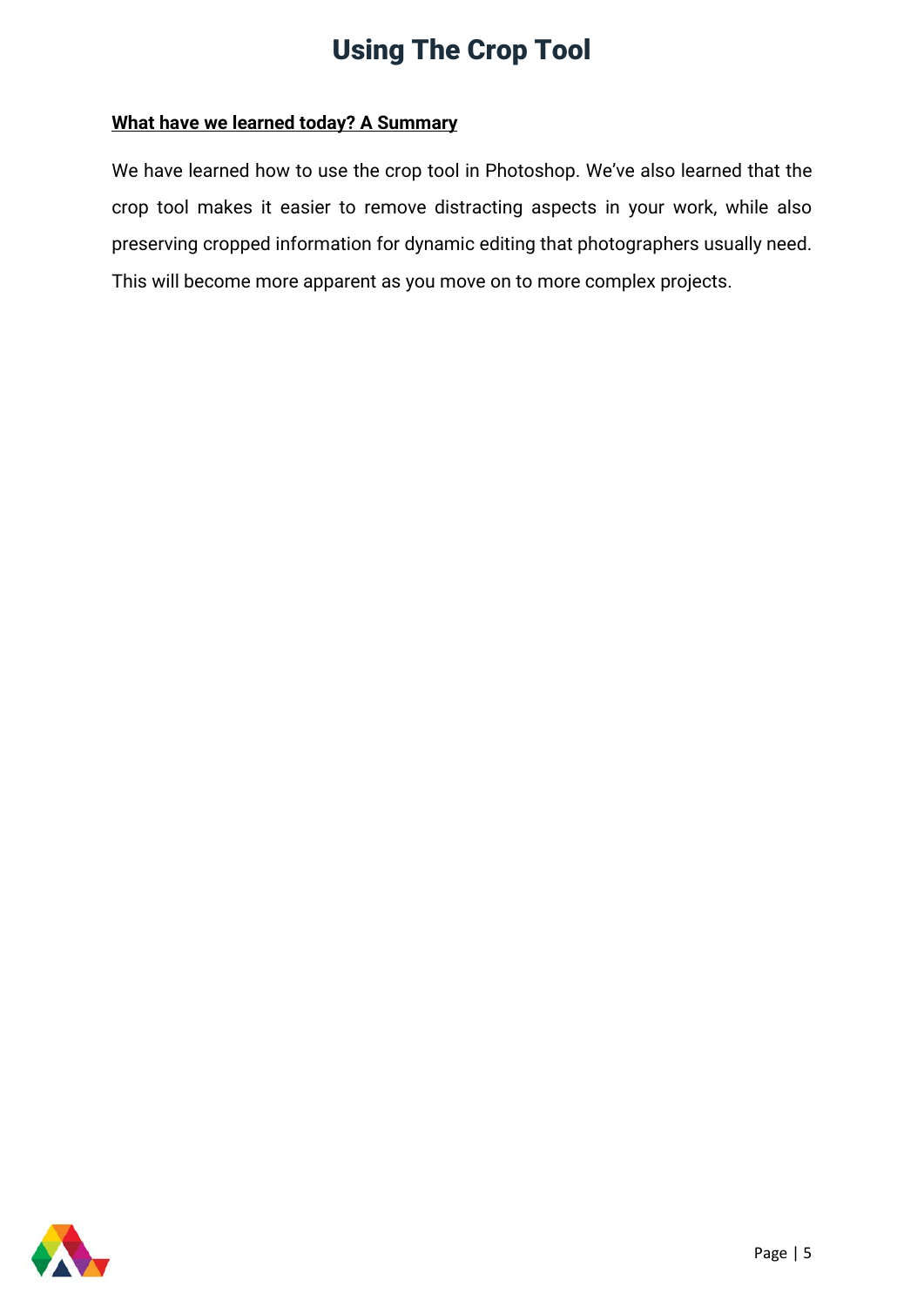# Using The Crop Tool

**What have we learned today? A Summary**

We have learned how to use the crop tool in Photoshop. We've also learned that the crop tool makes it easier to remove distracting aspects in your work, while also preserving cropped information for dynamic editing that photographers usually need. This will become more apparent as you move on to more complex projects.